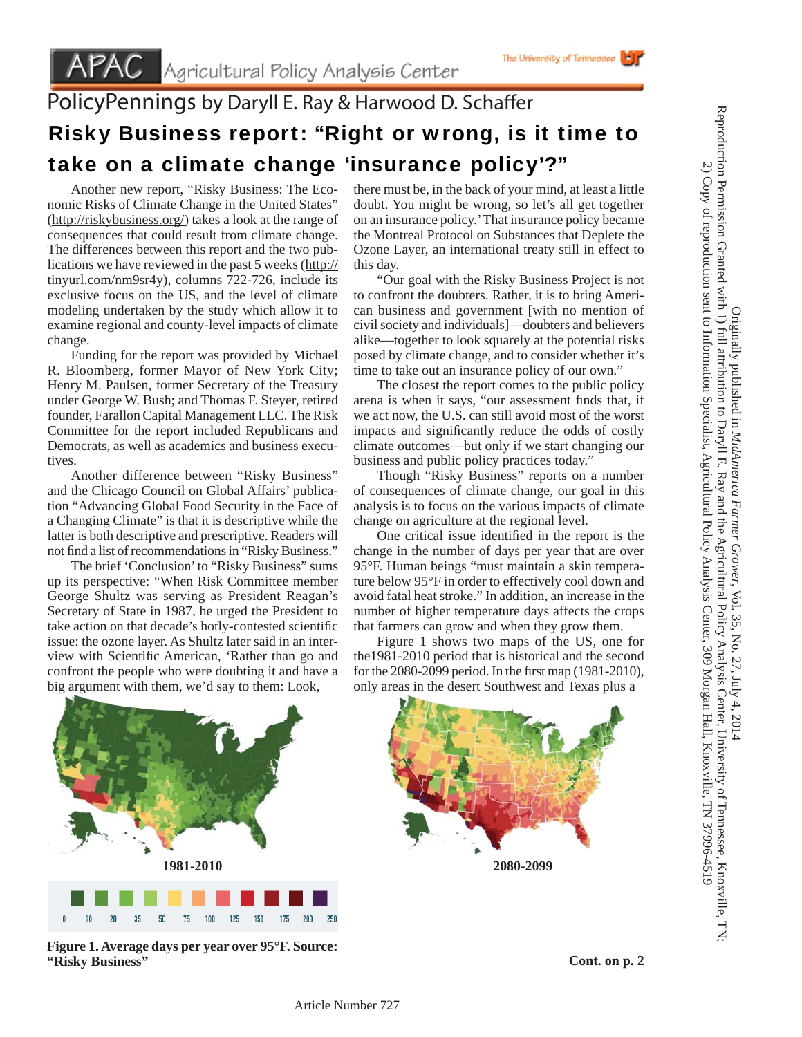# PolicyPennings by Daryll E. Ray & Harwood D. Schaffer

## Risky Business report: "Right or wrong, is it time to take on a climate change 'insurance policy'?"

Another new report, "Risky Business: The Economic Risks of Climate Change in the United States" (http://riskybusiness.org/) takes a look at the range of consequences that could result from climate change. The differences between this report and the two publications we have reviewed in the past 5 weeks (http://tinyurl.com/nm9sr4y), columns 722-726, include its exclusive focus on the US, and the level of climate modeling undertaken by the study which allow it to examine regional and county-level impacts of climate change.

Funding for the report was provided by Michael R. Bloomberg, former Mayor of New York City; Henry M. Paulsen, former Secretary of the Treasury under George W. Bush; and Thomas F. Steyer, retired founder, Farallon Capital Management LLC. The Risk Committee for the report included Republicans and Democrats, as well as academics and business executives.

Another difference between "Risky Business" and the Chicago Council on Global Affairs' publication "Advancing Global Food Security in the Face of a Changing Climate" is that it is descriptive while the latter is both descriptive and prescriptive. Readers will not find a list of recommendations in "Risky Business."

The brief 'Conclusion' to "Risky Business" sums up its perspective: "When Risk Committee member George Shultz was serving as President Reagan's Secretary of State in 1987, he urged the President to take action on that decade's hotly-contested scientific issue: the ozone layer. As Shultz later said in an interview with Scientific American, 'Rather than go and confront the people who were doubting it and have a big argument with them, we'd say to them: Look, there must be, in the back of your mind, at least a little doubt. You might be wrong, so let's all get together on an insurance policy.' That insurance policy became the Montreal Protocol on Substances that Deplete the Ozone Layer, an international treaty still in effect to this day.

"Our goal with the Risky Business Project is not to confront the doubters. Rather, it is to bring American business and government [with no mention of civil society and individuals]—doubters and believers alike—together to look squarely at the potential risks posed by climate change, and to consider whether it's time to take out an insurance policy of our own."

The closest the report comes to the public policy arena is when it says, "our assessment finds that, if we act now, the U.S. can still avoid most of the worst impacts and significantly reduce the odds of costly climate outcomes—but only if we start changing our business and public policy practices today."

Though "Risky Business" reports on a number of consequences of climate change, our goal in this analysis is to focus on the various impacts of climate change on agriculture at the regional level.

One critical issue identified in the report is the change in the number of days per year that are over 95°F. Human beings "must maintain a skin temperature below 95°F in order to effectively cool down and avoid fatal heat stroke." In addition, an increase in the number of higher temperature days affects the crops that farmers can grow and when they grow them.

Figure 1 shows two maps of the US, one for the1981-2010 period that is historical and the second for the 2080-2099 period. In the first map (1981-2010), only areas in the desert Southwest and Texas plus a

1981-2010 | 2080-2099

Legend: 0, 10, 20, 35, 50, 75, 100, 125, 150, 175, 200, 250

**Figure 1. Average days per year over 95°F. Source: "Risky Business"**

**Cont. on p. 2**

Originally published in *MidAmerica Farmer Grower*, Vol. 35, No. 27, July 4, 2014
Reproduction Permission Granted with 1) full attribution to Daryll E. Ray and the Agricultural Policy Analysis Center, University of Tennessee, Knoxville, TN;
2) Copy of reproduction sent to Information Specialist, Agricultural Policy Analysis Center, 309 Morgan Hall, Knoxville, TN 37996-4519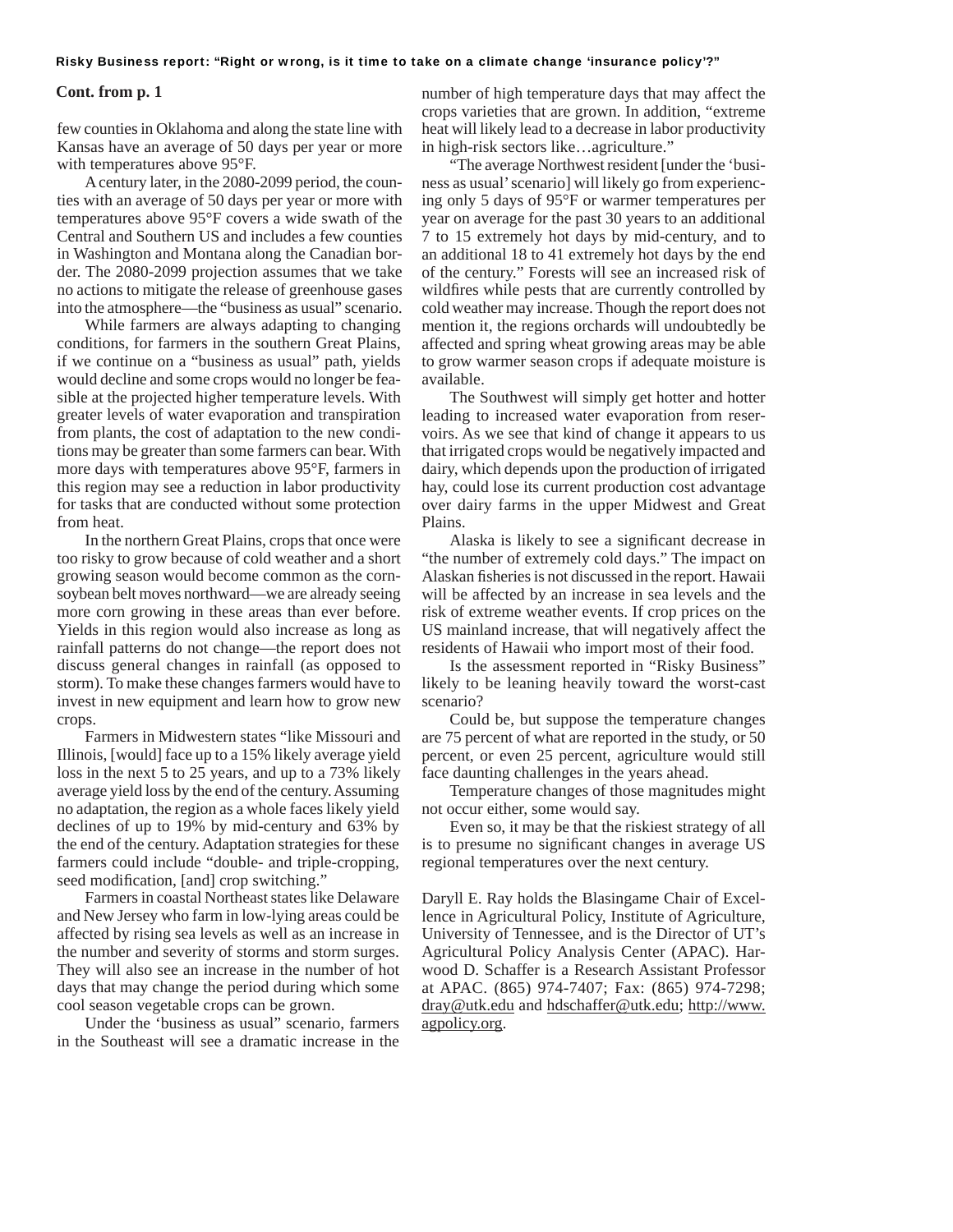**Cont. from p. 1**

few counties in Oklahoma and along the state line with Kansas have an average of 50 days per year or more with temperatures above 95°F.

A century later, in the 2080-2099 period, the counties with an average of 50 days per year or more with temperatures above 95°F covers a wide swath of the Central and Southern US and includes a few counties in Washington and Montana along the Canadian border. The 2080-2099 projection assumes that we take no actions to mitigate the release of greenhouse gases into the atmosphere—the "business as usual" scenario.

While farmers are always adapting to changing conditions, for farmers in the southern Great Plains, if we continue on a "business as usual" path, yields would decline and some crops would no longer be feasible at the projected higher temperature levels. With greater levels of water evaporation and transpiration from plants, the cost of adaptation to the new conditions may be greater than some farmers can bear. With more days with temperatures above 95°F, farmers in this region may see a reduction in labor productivity for tasks that are conducted without some protection from heat.

In the northern Great Plains, crops that once were too risky to grow because of cold weather and a short growing season would become common as the corn-soybean belt moves northward—we are already seeing more corn growing in these areas than ever before. Yields in this region would also increase as long as rainfall patterns do not change—the report does not discuss general changes in rainfall (as opposed to storm). To make these changes farmers would have to invest in new equipment and learn how to grow new crops.

Farmers in Midwestern states "like Missouri and Illinois, [would] face up to a 15% likely average yield loss in the next 5 to 25 years, and up to a 73% likely average yield loss by the end of the century. Assuming no adaptation, the region as a whole faces likely yield declines of up to 19% by mid-century and 63% by the end of the century. Adaptation strategies for these farmers could include "double- and triple-cropping, seed modification, [and] crop switching."

Farmers in coastal Northeast states like Delaware and New Jersey who farm in low-lying areas could be affected by rising sea levels as well as an increase in the number and severity of storms and storm surges. They will also see an increase in the number of hot days that may change the period during which some cool season vegetable crops can be grown.

Under the 'business as usual" scenario, farmers in the Southeast will see a dramatic increase in the number of high temperature days that may affect the crops varieties that are grown. In addition, "extreme heat will likely lead to a decrease in labor productivity in high-risk sectors like…agriculture."

"The average Northwest resident [under the 'business as usual' scenario] will likely go from experiencing only 5 days of 95°F or warmer temperatures per year on average for the past 30 years to an additional 7 to 15 extremely hot days by mid-century, and to an additional 18 to 41 extremely hot days by the end of the century." Forests will see an increased risk of wildfires while pests that are currently controlled by cold weather may increase. Though the report does not mention it, the regions orchards will undoubtedly be affected and spring wheat growing areas may be able to grow warmer season crops if adequate moisture is available.

The Southwest will simply get hotter and hotter leading to increased water evaporation from reservoirs. As we see that kind of change it appears to us that irrigated crops would be negatively impacted and dairy, which depends upon the production of irrigated hay, could lose its current production cost advantage over dairy farms in the upper Midwest and Great Plains.

Alaska is likely to see a significant decrease in "the number of extremely cold days." The impact on Alaskan fisheries is not discussed in the report. Hawaii will be affected by an increase in sea levels and the risk of extreme weather events. If crop prices on the US mainland increase, that will negatively affect the residents of Hawaii who import most of their food.

Is the assessment reported in "Risky Business" likely to be leaning heavily toward the worst-cast scenario?

Could be, but suppose the temperature changes are 75 percent of what are reported in the study, or 50 percent, or even 25 percent, agriculture would still face daunting challenges in the years ahead.

Temperature changes of those magnitudes might not occur either, some would say.

Even so, it may be that the riskiest strategy of all is to presume no significant changes in average US regional temperatures over the next century.

Daryll E. Ray holds the Blasingame Chair of Excellence in Agricultural Policy, Institute of Agriculture, University of Tennessee, and is the Director of UT's Agricultural Policy Analysis Center (APAC). Harwood D. Schaffer is a Research Assistant Professor at APAC. (865) 974-7407; Fax: (865) 974-7298; dray@utk.edu and hdschaffer@utk.edu; http://www.agpolicy.org.